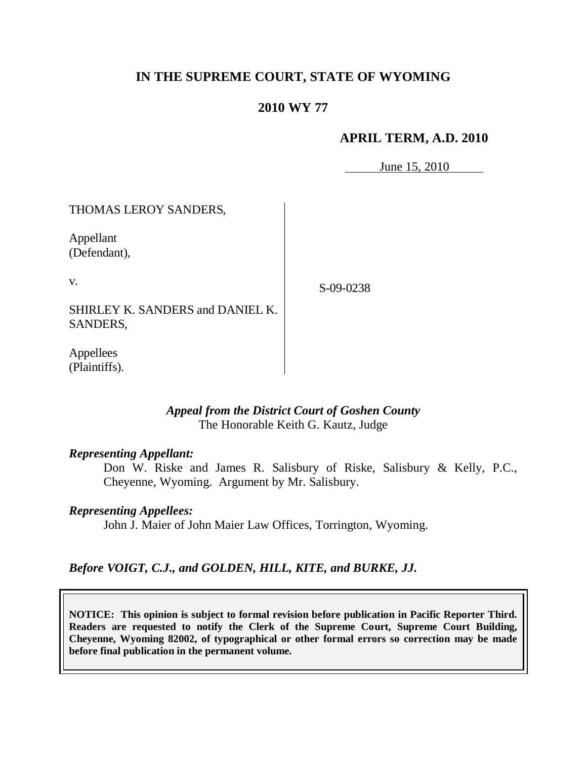# IN THE SUPREME COURT, STATE OF WYOMING

## 2010 WY 77

### APRIL TERM, A.D. 2010

June 15, 2010

| | |
|---|---|
| THOMAS LEROY SANDERS,<br><br>Appellant<br>(Defendant),<br><br>v.<br><br>SHIRLEY K. SANDERS and DANIEL K. SANDERS,<br><br>Appellees<br>(Plaintiffs). | S-09-0238 |

*Appeal from the District Court of Goshen County*
The Honorable Keith G. Kautz, Judge

***Representing Appellant:***

Don W. Riske and James R. Salisbury of Riske, Salisbury & Kelly, P.C., Cheyenne, Wyoming. Argument by Mr. Salisbury.

***Representing Appellees:***

John J. Maier of John Maier Law Offices, Torrington, Wyoming.

***Before VOIGT, C.J., and GOLDEN, HILL, KITE, and BURKE, JJ.***

**NOTICE: This opinion is subject to formal revision before publication in Pacific Reporter Third. Readers are requested to notify the Clerk of the Supreme Court, Supreme Court Building, Cheyenne, Wyoming 82002, of typographical or other formal errors so correction may be made before final publication in the permanent volume.**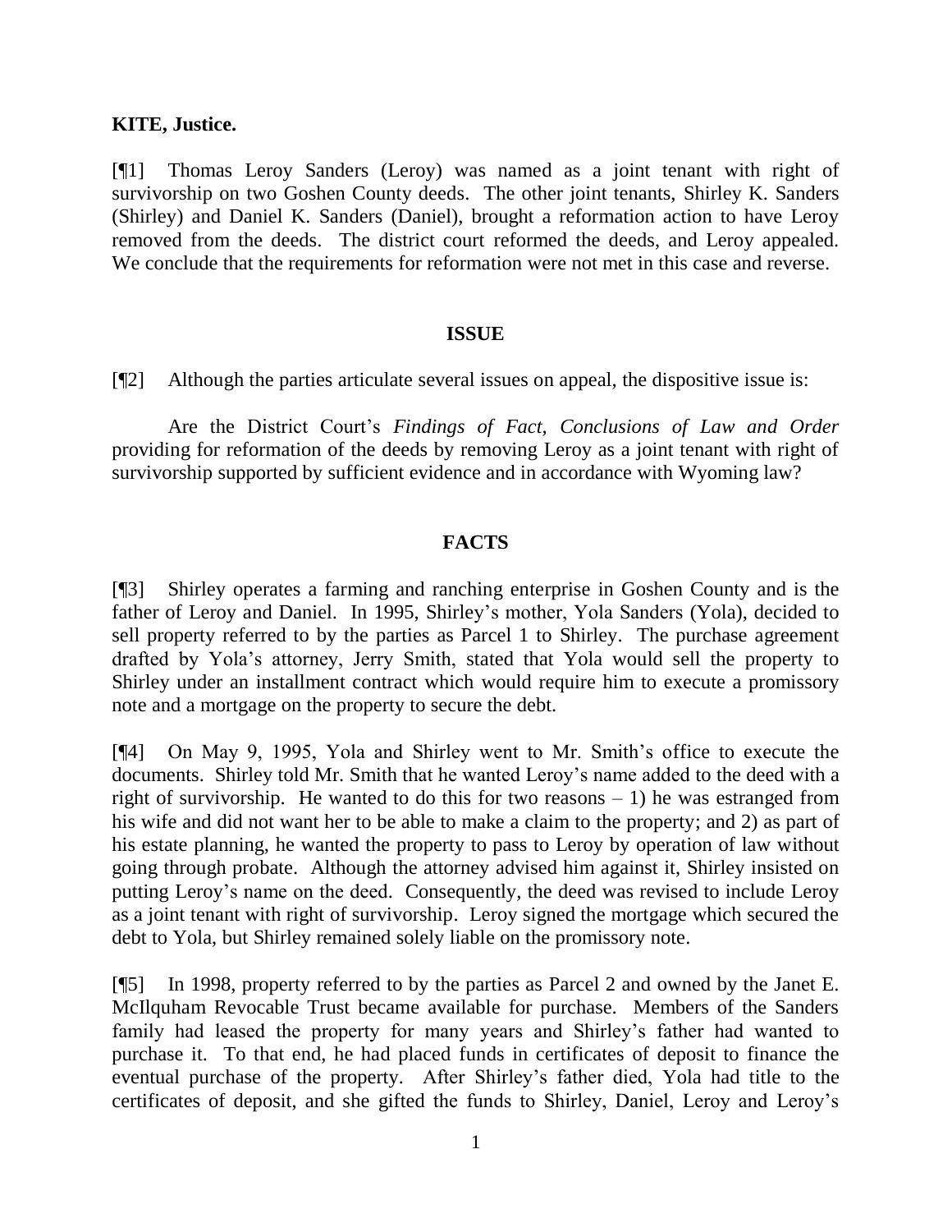**KITE, Justice.**

[¶1] Thomas Leroy Sanders (Leroy) was named as a joint tenant with right of survivorship on two Goshen County deeds. The other joint tenants, Shirley K. Sanders (Shirley) and Daniel K. Sanders (Daniel), brought a reformation action to have Leroy removed from the deeds. The district court reformed the deeds, and Leroy appealed. We conclude that the requirements for reformation were not met in this case and reverse.

## ISSUE

[¶2] Although the parties articulate several issues on appeal, the dispositive issue is:

Are the District Court's *Findings of Fact, Conclusions of Law and Order* providing for reformation of the deeds by removing Leroy as a joint tenant with right of survivorship supported by sufficient evidence and in accordance with Wyoming law?

## FACTS

[¶3] Shirley operates a farming and ranching enterprise in Goshen County and is the father of Leroy and Daniel. In 1995, Shirley's mother, Yola Sanders (Yola), decided to sell property referred to by the parties as Parcel 1 to Shirley. The purchase agreement drafted by Yola's attorney, Jerry Smith, stated that Yola would sell the property to Shirley under an installment contract which would require him to execute a promissory note and a mortgage on the property to secure the debt.

[¶4] On May 9, 1995, Yola and Shirley went to Mr. Smith's office to execute the documents. Shirley told Mr. Smith that he wanted Leroy's name added to the deed with a right of survivorship. He wanted to do this for two reasons – 1) he was estranged from his wife and did not want her to be able to make a claim to the property; and 2) as part of his estate planning, he wanted the property to pass to Leroy by operation of law without going through probate. Although the attorney advised him against it, Shirley insisted on putting Leroy's name on the deed. Consequently, the deed was revised to include Leroy as a joint tenant with right of survivorship. Leroy signed the mortgage which secured the debt to Yola, but Shirley remained solely liable on the promissory note.

[¶5] In 1998, property referred to by the parties as Parcel 2 and owned by the Janet E. McIlquham Revocable Trust became available for purchase. Members of the Sanders family had leased the property for many years and Shirley's father had wanted to purchase it. To that end, he had placed funds in certificates of deposit to finance the eventual purchase of the property. After Shirley's father died, Yola had title to the certificates of deposit, and she gifted the funds to Shirley, Daniel, Leroy and Leroy's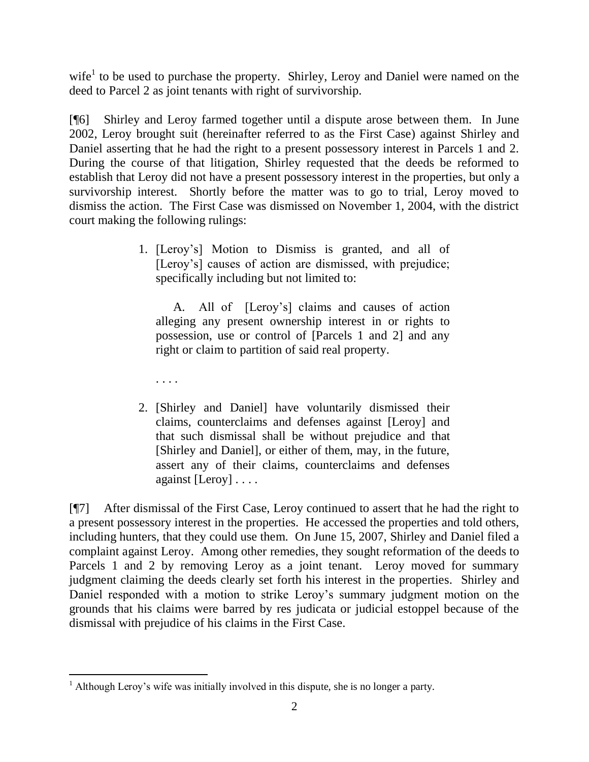wife[1] to be used to purchase the property. Shirley, Leroy and Daniel were named on the deed to Parcel 2 as joint tenants with right of survivorship.

[¶6] Shirley and Leroy farmed together until a dispute arose between them. In June 2002, Leroy brought suit (hereinafter referred to as the First Case) against Shirley and Daniel asserting that he had the right to a present possessory interest in Parcels 1 and 2. During the course of that litigation, Shirley requested that the deeds be reformed to establish that Leroy did not have a present possessory interest in the properties, but only a survivorship interest. Shortly before the matter was to go to trial, Leroy moved to dismiss the action. The First Case was dismissed on November 1, 2004, with the district court making the following rulings:

> 1. [Leroy's] Motion to Dismiss is granted, and all of [Leroy's] causes of action are dismissed, with prejudice; specifically including but not limited to:
>
>    A. All of [Leroy's] claims and causes of action alleging any present ownership interest in or rights to possession, use or control of [Parcels 1 and 2] and any right or claim to partition of said real property.
>
>    . . . .
>
> 2. [Shirley and Daniel] have voluntarily dismissed their claims, counterclaims and defenses against [Leroy] and that such dismissal shall be without prejudice and that [Shirley and Daniel], or either of them, may, in the future, assert any of their claims, counterclaims and defenses against [Leroy] . . . .

[¶7] After dismissal of the First Case, Leroy continued to assert that he had the right to a present possessory interest in the properties. He accessed the properties and told others, including hunters, that they could use them. On June 15, 2007, Shirley and Daniel filed a complaint against Leroy. Among other remedies, they sought reformation of the deeds to Parcels 1 and 2 by removing Leroy as a joint tenant. Leroy moved for summary judgment claiming the deeds clearly set forth his interest in the properties. Shirley and Daniel responded with a motion to strike Leroy's summary judgment motion on the grounds that his claims were barred by res judicata or judicial estoppel because of the dismissal with prejudice of his claims in the First Case.

---

[1] Although Leroy's wife was initially involved in this dispute, she is no longer a party.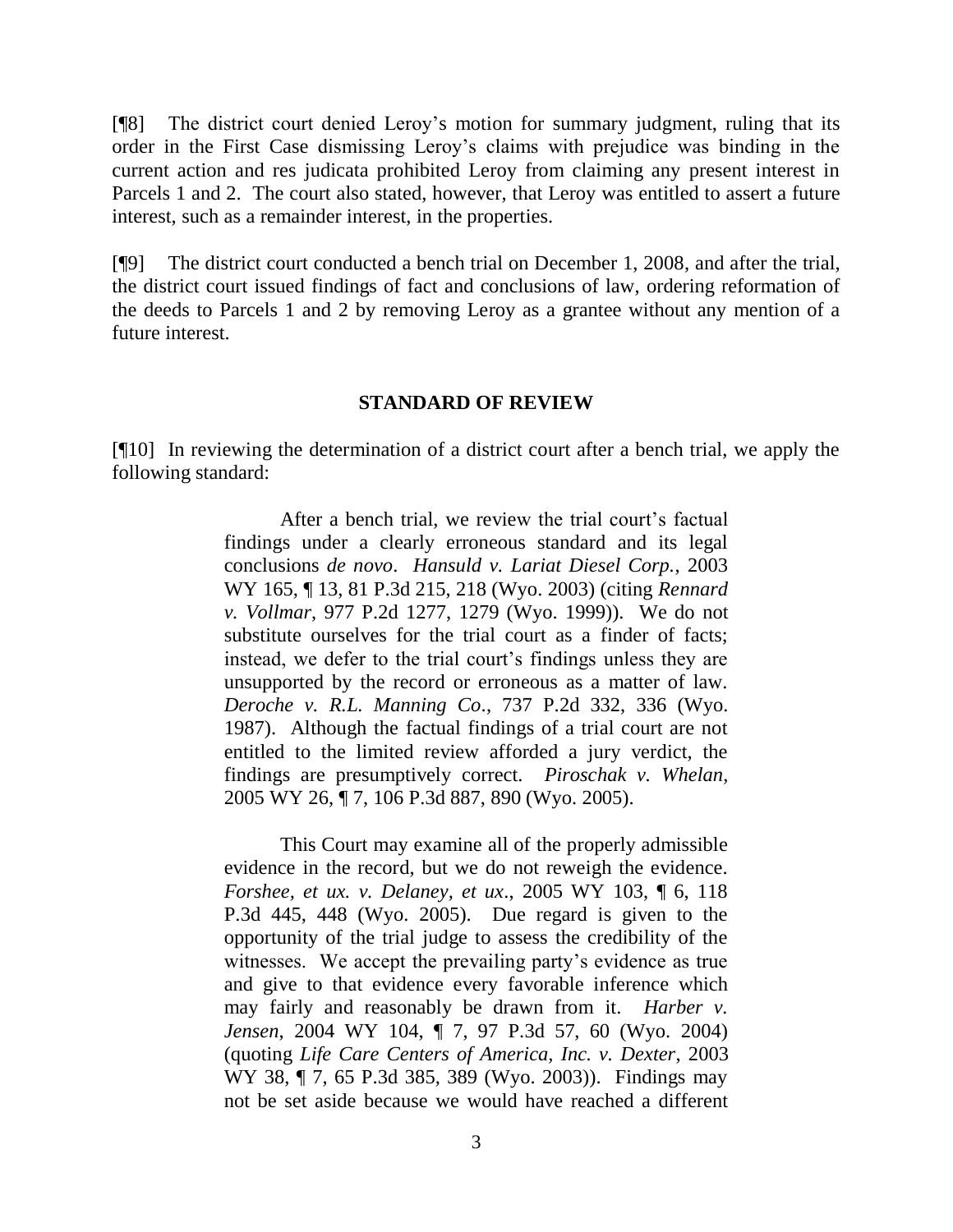[¶8] The district court denied Leroy's motion for summary judgment, ruling that its order in the First Case dismissing Leroy's claims with prejudice was binding in the current action and res judicata prohibited Leroy from claiming any present interest in Parcels 1 and 2. The court also stated, however, that Leroy was entitled to assert a future interest, such as a remainder interest, in the properties.

[¶9] The district court conducted a bench trial on December 1, 2008, and after the trial, the district court issued findings of fact and conclusions of law, ordering reformation of the deeds to Parcels 1 and 2 by removing Leroy as a grantee without any mention of a future interest.

## STANDARD OF REVIEW

[¶10] In reviewing the determination of a district court after a bench trial, we apply the following standard:

> After a bench trial, we review the trial court's factual findings under a clearly erroneous standard and its legal conclusions *de novo*. *Hansuld v. Lariat Diesel Corp.*, 2003 WY 165, ¶ 13, 81 P.3d 215, 218 (Wyo. 2003) (citing *Rennard v. Vollmar*, 977 P.2d 1277, 1279 (Wyo. 1999)). We do not substitute ourselves for the trial court as a finder of facts; instead, we defer to the trial court's findings unless they are unsupported by the record or erroneous as a matter of law. *Deroche v. R.L. Manning Co*., 737 P.2d 332, 336 (Wyo. 1987). Although the factual findings of a trial court are not entitled to the limited review afforded a jury verdict, the findings are presumptively correct. *Piroschak v. Whelan*, 2005 WY 26, ¶ 7, 106 P.3d 887, 890 (Wyo. 2005).
>
> This Court may examine all of the properly admissible evidence in the record, but we do not reweigh the evidence. *Forshee, et ux. v. Delaney, et ux*., 2005 WY 103, ¶ 6, 118 P.3d 445, 448 (Wyo. 2005). Due regard is given to the opportunity of the trial judge to assess the credibility of the witnesses. We accept the prevailing party's evidence as true and give to that evidence every favorable inference which may fairly and reasonably be drawn from it. *Harber v. Jensen*, 2004 WY 104, ¶ 7, 97 P.3d 57, 60 (Wyo. 2004) (quoting *Life Care Centers of America, Inc. v. Dexter*, 2003 WY 38, ¶ 7, 65 P.3d 385, 389 (Wyo. 2003)). Findings may not be set aside because we would have reached a different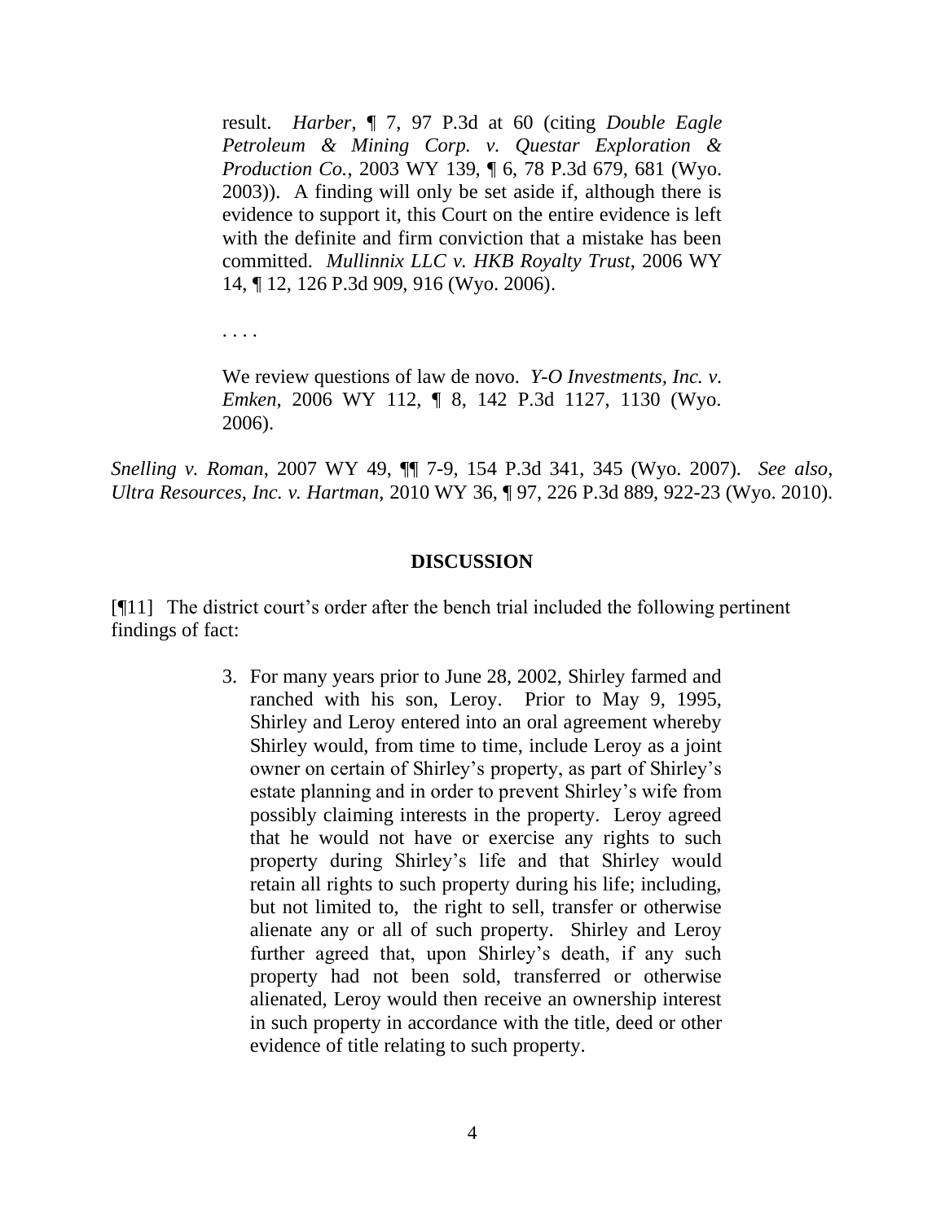> result. *Harber*, ¶ 7, 97 P.3d at 60 (citing *Double Eagle Petroleum & Mining Corp. v. Questar Exploration & Production Co.*, 2003 WY 139, ¶ 6, 78 P.3d 679, 681 (Wyo. 2003)). A finding will only be set aside if, although there is evidence to support it, this Court on the entire evidence is left with the definite and firm conviction that a mistake has been committed. *Mullinnix LLC v. HKB Royalty Trust*, 2006 WY 14, ¶ 12, 126 P.3d 909, 916 (Wyo. 2006).
>
> . . . .
>
> We review questions of law de novo. *Y-O Investments, Inc. v. Emken*, 2006 WY 112, ¶ 8, 142 P.3d 1127, 1130 (Wyo. 2006).

*Snelling v. Roman*, 2007 WY 49, ¶¶ 7-9, 154 P.3d 341, 345 (Wyo. 2007). *See also*, *Ultra Resources, Inc. v. Hartman*, 2010 WY 36, ¶ 97, 226 P.3d 889, 922-23 (Wyo. 2010).

## DISCUSSION

[¶11] The district court's order after the bench trial included the following pertinent findings of fact:

> 3. For many years prior to June 28, 2002, Shirley farmed and ranched with his son, Leroy. Prior to May 9, 1995, Shirley and Leroy entered into an oral agreement whereby Shirley would, from time to time, include Leroy as a joint owner on certain of Shirley's property, as part of Shirley's estate planning and in order to prevent Shirley's wife from possibly claiming interests in the property. Leroy agreed that he would not have or exercise any rights to such property during Shirley's life and that Shirley would retain all rights to such property during his life; including, but not limited to, the right to sell, transfer or otherwise alienate any or all of such property. Shirley and Leroy further agreed that, upon Shirley's death, if any such property had not been sold, transferred or otherwise alienated, Leroy would then receive an ownership interest in such property in accordance with the title, deed or other evidence of title relating to such property.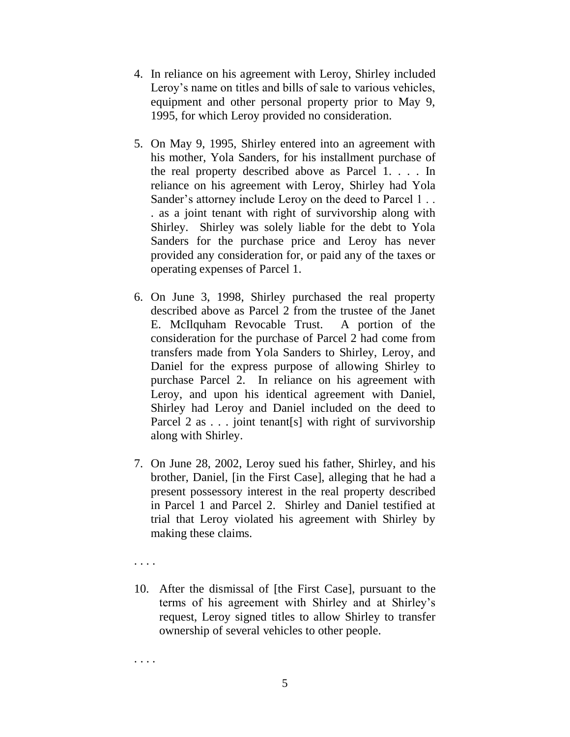4. In reliance on his agreement with Leroy, Shirley included Leroy's name on titles and bills of sale to various vehicles, equipment and other personal property prior to May 9, 1995, for which Leroy provided no consideration.

5. On May 9, 1995, Shirley entered into an agreement with his mother, Yola Sanders, for his installment purchase of the real property described above as Parcel 1. . . . In reliance on his agreement with Leroy, Shirley had Yola Sander's attorney include Leroy on the deed to Parcel 1 . . . as a joint tenant with right of survivorship along with Shirley. Shirley was solely liable for the debt to Yola Sanders for the purchase price and Leroy has never provided any consideration for, or paid any of the taxes or operating expenses of Parcel 1.

6. On June 3, 1998, Shirley purchased the real property described above as Parcel 2 from the trustee of the Janet E. McIlquham Revocable Trust. A portion of the consideration for the purchase of Parcel 2 had come from transfers made from Yola Sanders to Shirley, Leroy, and Daniel for the express purpose of allowing Shirley to purchase Parcel 2. In reliance on his agreement with Leroy, and upon his identical agreement with Daniel, Shirley had Leroy and Daniel included on the deed to Parcel 2 as . . . joint tenant[s] with right of survivorship along with Shirley.

7. On June 28, 2002, Leroy sued his father, Shirley, and his brother, Daniel, [in the First Case], alleging that he had a present possessory interest in the real property described in Parcel 1 and Parcel 2. Shirley and Daniel testified at trial that Leroy violated his agreement with Shirley by making these claims.

. . . .

10. After the dismissal of [the First Case], pursuant to the terms of his agreement with Shirley and at Shirley's request, Leroy signed titles to allow Shirley to transfer ownership of several vehicles to other people.

. . . .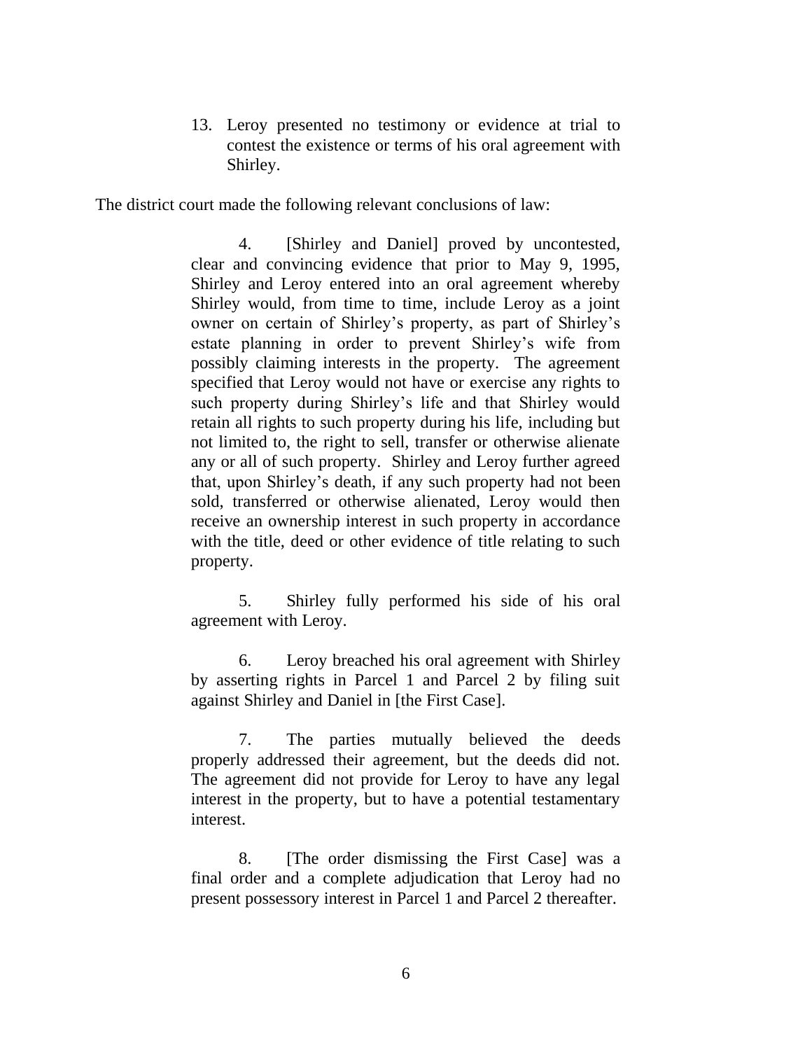13. Leroy presented no testimony or evidence at trial to contest the existence or terms of his oral agreement with Shirley.

The district court made the following relevant conclusions of law:

> 4. [Shirley and Daniel] proved by uncontested, clear and convincing evidence that prior to May 9, 1995, Shirley and Leroy entered into an oral agreement whereby Shirley would, from time to time, include Leroy as a joint owner on certain of Shirley's property, as part of Shirley's estate planning in order to prevent Shirley's wife from possibly claiming interests in the property. The agreement specified that Leroy would not have or exercise any rights to such property during Shirley's life and that Shirley would retain all rights to such property during his life, including but not limited to, the right to sell, transfer or otherwise alienate any or all of such property. Shirley and Leroy further agreed that, upon Shirley's death, if any such property had not been sold, transferred or otherwise alienated, Leroy would then receive an ownership interest in such property in accordance with the title, deed or other evidence of title relating to such property.
>
> 5. Shirley fully performed his side of his oral agreement with Leroy.
>
> 6. Leroy breached his oral agreement with Shirley by asserting rights in Parcel 1 and Parcel 2 by filing suit against Shirley and Daniel in [the First Case].
>
> 7. The parties mutually believed the deeds properly addressed their agreement, but the deeds did not. The agreement did not provide for Leroy to have any legal interest in the property, but to have a potential testamentary interest.
>
> 8. [The order dismissing the First Case] was a final order and a complete adjudication that Leroy had no present possessory interest in Parcel 1 and Parcel 2 thereafter.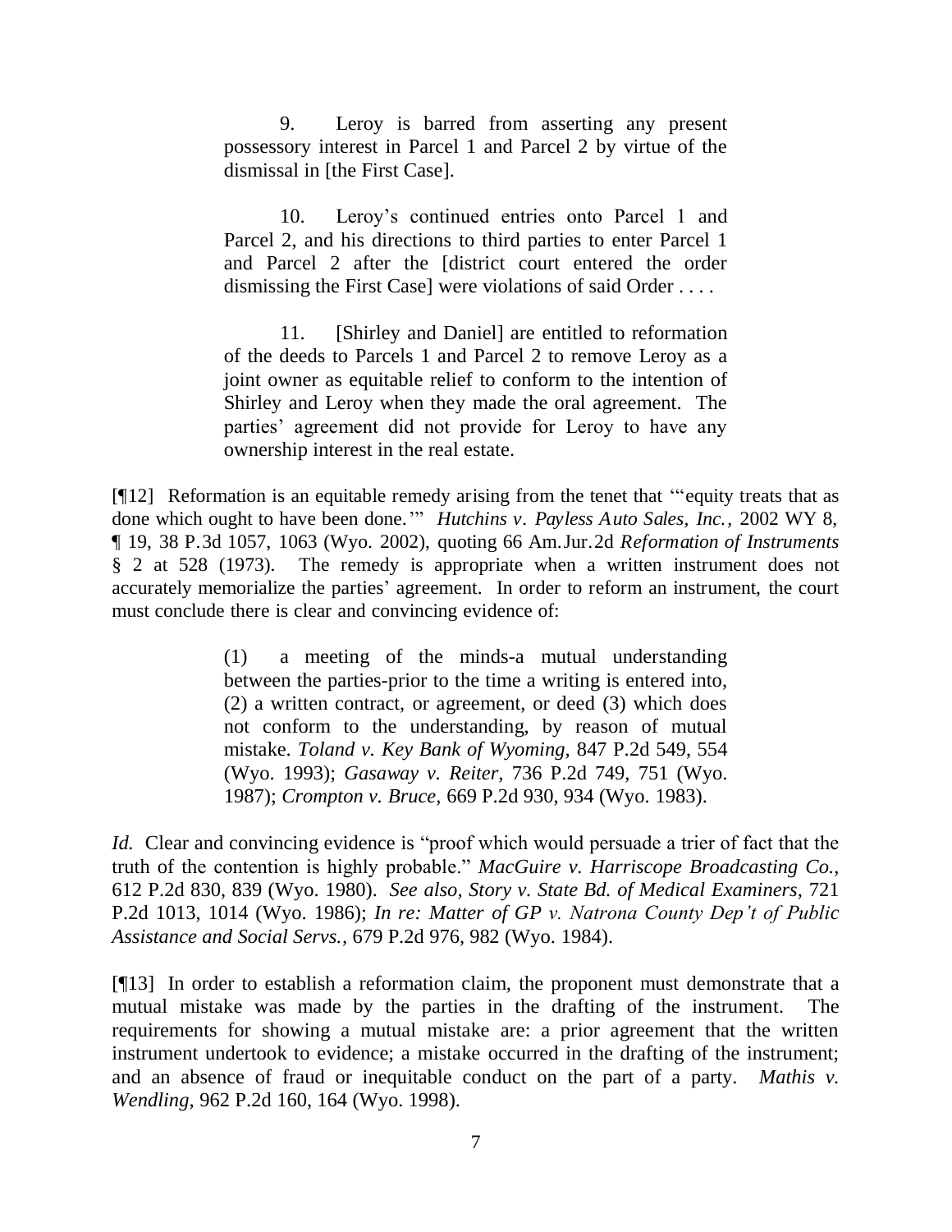> 9. Leroy is barred from asserting any present possessory interest in Parcel 1 and Parcel 2 by virtue of the dismissal in [the First Case].
>
> 10. Leroy's continued entries onto Parcel 1 and Parcel 2, and his directions to third parties to enter Parcel 1 and Parcel 2 after the [district court entered the order dismissing the First Case] were violations of said Order . . . .
>
> 11. [Shirley and Daniel] are entitled to reformation of the deeds to Parcels 1 and Parcel 2 to remove Leroy as a joint owner as equitable relief to conform to the intention of Shirley and Leroy when they made the oral agreement. The parties' agreement did not provide for Leroy to have any ownership interest in the real estate.

[¶12] Reformation is an equitable remedy arising from the tenet that '"equity treats that as done which ought to have been done.'" *Hutchins v. Payless Auto Sales, Inc.*, 2002 WY 8, ¶ 19, 38 P.3d 1057, 1063 (Wyo. 2002), quoting 66 Am.Jur.2d *Reformation of Instruments* § 2 at 528 (1973). The remedy is appropriate when a written instrument does not accurately memorialize the parties' agreement. In order to reform an instrument, the court must conclude there is clear and convincing evidence of:

> (1) a meeting of the minds-a mutual understanding between the parties-prior to the time a writing is entered into, (2) a written contract, or agreement, or deed (3) which does not conform to the understanding, by reason of mutual mistake. *Toland v. Key Bank of Wyoming*, 847 P.2d 549, 554 (Wyo. 1993); *Gasaway v. Reiter*, 736 P.2d 749, 751 (Wyo. 1987); *Crompton v. Bruce*, 669 P.2d 930, 934 (Wyo. 1983).

*Id.* Clear and convincing evidence is "proof which would persuade a trier of fact that the truth of the contention is highly probable." *MacGuire v. Harriscope Broadcasting Co.*, 612 P.2d 830, 839 (Wyo. 1980). *See also*, *Story v. State Bd. of Medical Examiners*, 721 P.2d 1013, 1014 (Wyo. 1986); *In re: Matter of GP v. Natrona County Dep't of Public Assistance and Social Servs.*, 679 P.2d 976, 982 (Wyo. 1984).

[¶13] In order to establish a reformation claim, the proponent must demonstrate that a mutual mistake was made by the parties in the drafting of the instrument. The requirements for showing a mutual mistake are: a prior agreement that the written instrument undertook to evidence; a mistake occurred in the drafting of the instrument; and an absence of fraud or inequitable conduct on the part of a party. *Mathis v. Wendling*, 962 P.2d 160, 164 (Wyo. 1998).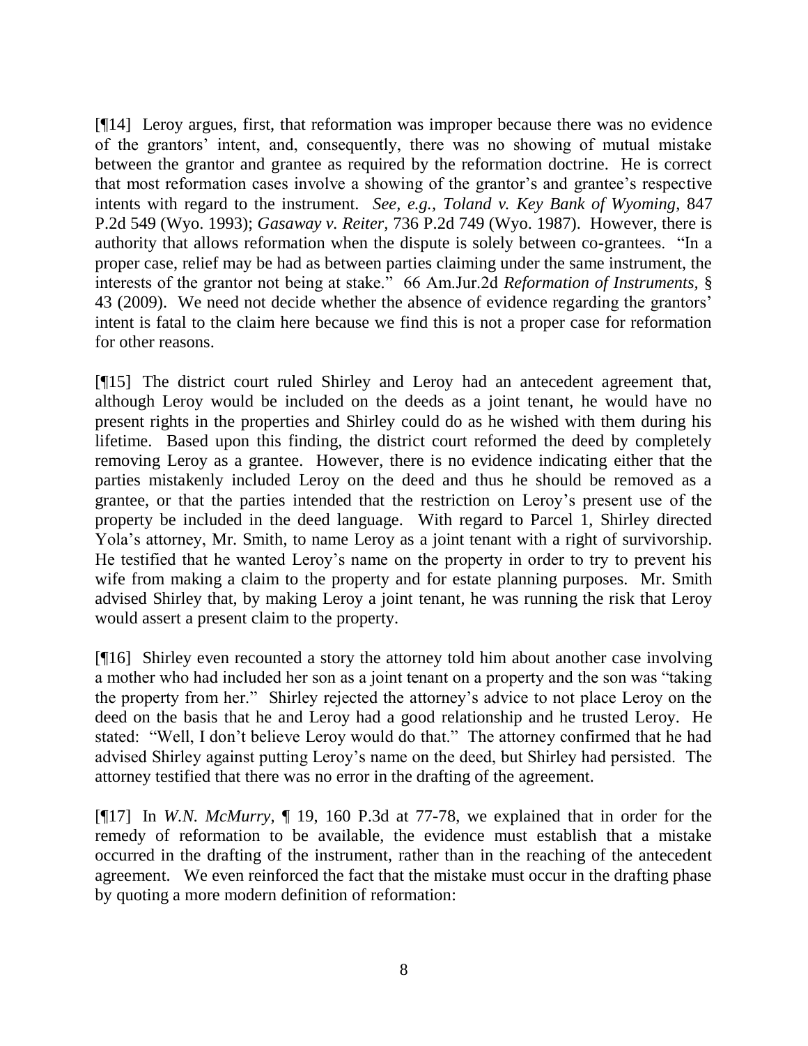[¶14] Leroy argues, first, that reformation was improper because there was no evidence of the grantors' intent, and, consequently, there was no showing of mutual mistake between the grantor and grantee as required by the reformation doctrine. He is correct that most reformation cases involve a showing of the grantor's and grantee's respective intents with regard to the instrument. *See, e.g., Toland v. Key Bank of Wyoming*, 847 P.2d 549 (Wyo. 1993); *Gasaway v. Reiter,* 736 P.2d 749 (Wyo. 1987). However, there is authority that allows reformation when the dispute is solely between co-grantees. "In a proper case, relief may be had as between parties claiming under the same instrument, the interests of the grantor not being at stake." 66 Am.Jur.2d *Reformation of Instruments,* § 43 (2009). We need not decide whether the absence of evidence regarding the grantors' intent is fatal to the claim here because we find this is not a proper case for reformation for other reasons.

[¶15] The district court ruled Shirley and Leroy had an antecedent agreement that, although Leroy would be included on the deeds as a joint tenant, he would have no present rights in the properties and Shirley could do as he wished with them during his lifetime. Based upon this finding, the district court reformed the deed by completely removing Leroy as a grantee. However, there is no evidence indicating either that the parties mistakenly included Leroy on the deed and thus he should be removed as a grantee, or that the parties intended that the restriction on Leroy's present use of the property be included in the deed language. With regard to Parcel 1, Shirley directed Yola's attorney, Mr. Smith, to name Leroy as a joint tenant with a right of survivorship. He testified that he wanted Leroy's name on the property in order to try to prevent his wife from making a claim to the property and for estate planning purposes. Mr. Smith advised Shirley that, by making Leroy a joint tenant, he was running the risk that Leroy would assert a present claim to the property.

[¶16] Shirley even recounted a story the attorney told him about another case involving a mother who had included her son as a joint tenant on a property and the son was "taking the property from her." Shirley rejected the attorney's advice to not place Leroy on the deed on the basis that he and Leroy had a good relationship and he trusted Leroy. He stated: "Well, I don't believe Leroy would do that." The attorney confirmed that he had advised Shirley against putting Leroy's name on the deed, but Shirley had persisted. The attorney testified that there was no error in the drafting of the agreement.

[¶17] In *W.N. McMurry,* ¶ 19, 160 P.3d at 77-78, we explained that in order for the remedy of reformation to be available, the evidence must establish that a mistake occurred in the drafting of the instrument, rather than in the reaching of the antecedent agreement. We even reinforced the fact that the mistake must occur in the drafting phase by quoting a more modern definition of reformation: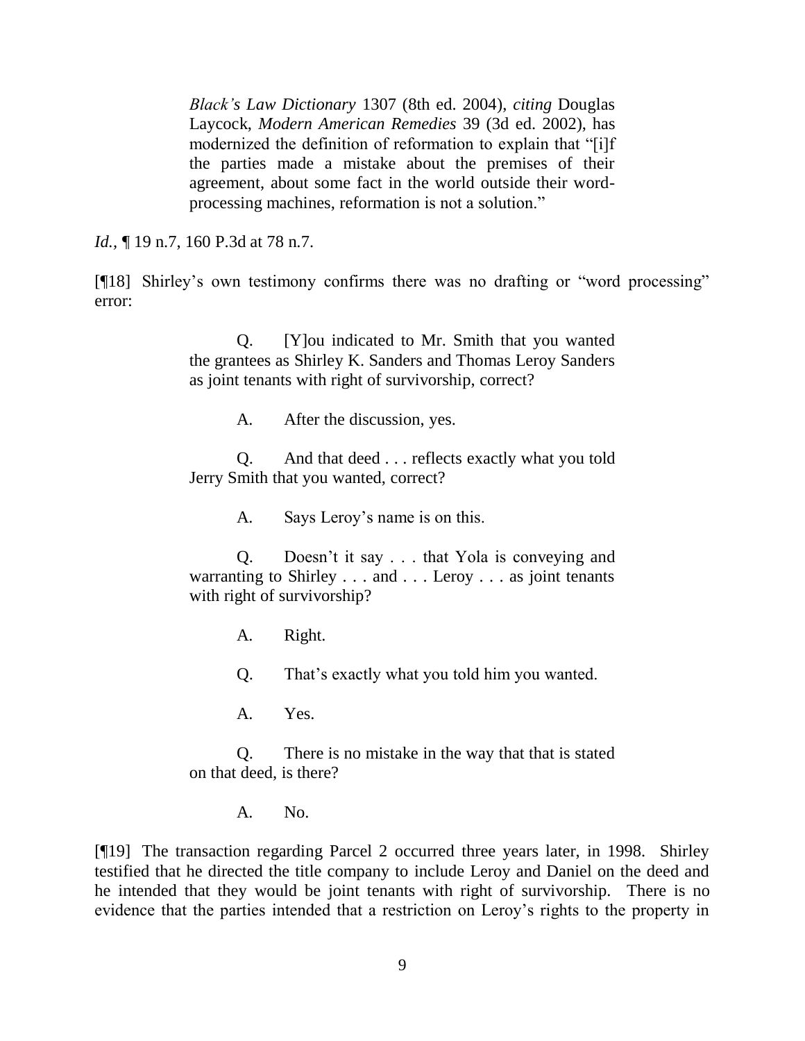> *Black's Law Dictionary* 1307 (8th ed. 2004), *citing* Douglas Laycock, *Modern American Remedies* 39 (3d ed. 2002), has modernized the definition of reformation to explain that "[i]f the parties made a mistake about the premises of their agreement, about some fact in the world outside their word-processing machines, reformation is not a solution."

*Id.*, ¶ 19 n.7, 160 P.3d at 78 n.7.

[¶18] Shirley's own testimony confirms there was no drafting or "word processing" error:

> Q. [Y]ou indicated to Mr. Smith that you wanted the grantees as Shirley K. Sanders and Thomas Leroy Sanders as joint tenants with right of survivorship, correct?
>
> A. After the discussion, yes.
>
> Q. And that deed . . . reflects exactly what you told Jerry Smith that you wanted, correct?
>
> A. Says Leroy's name is on this.
>
> Q. Doesn't it say . . . that Yola is conveying and warranting to Shirley . . . and . . . Leroy . . . as joint tenants with right of survivorship?
>
> A. Right.
>
> Q. That's exactly what you told him you wanted.
>
> A. Yes.
>
> Q. There is no mistake in the way that that is stated on that deed, is there?
>
> A. No.

[¶19] The transaction regarding Parcel 2 occurred three years later, in 1998. Shirley testified that he directed the title company to include Leroy and Daniel on the deed and he intended that they would be joint tenants with right of survivorship. There is no evidence that the parties intended that a restriction on Leroy's rights to the property in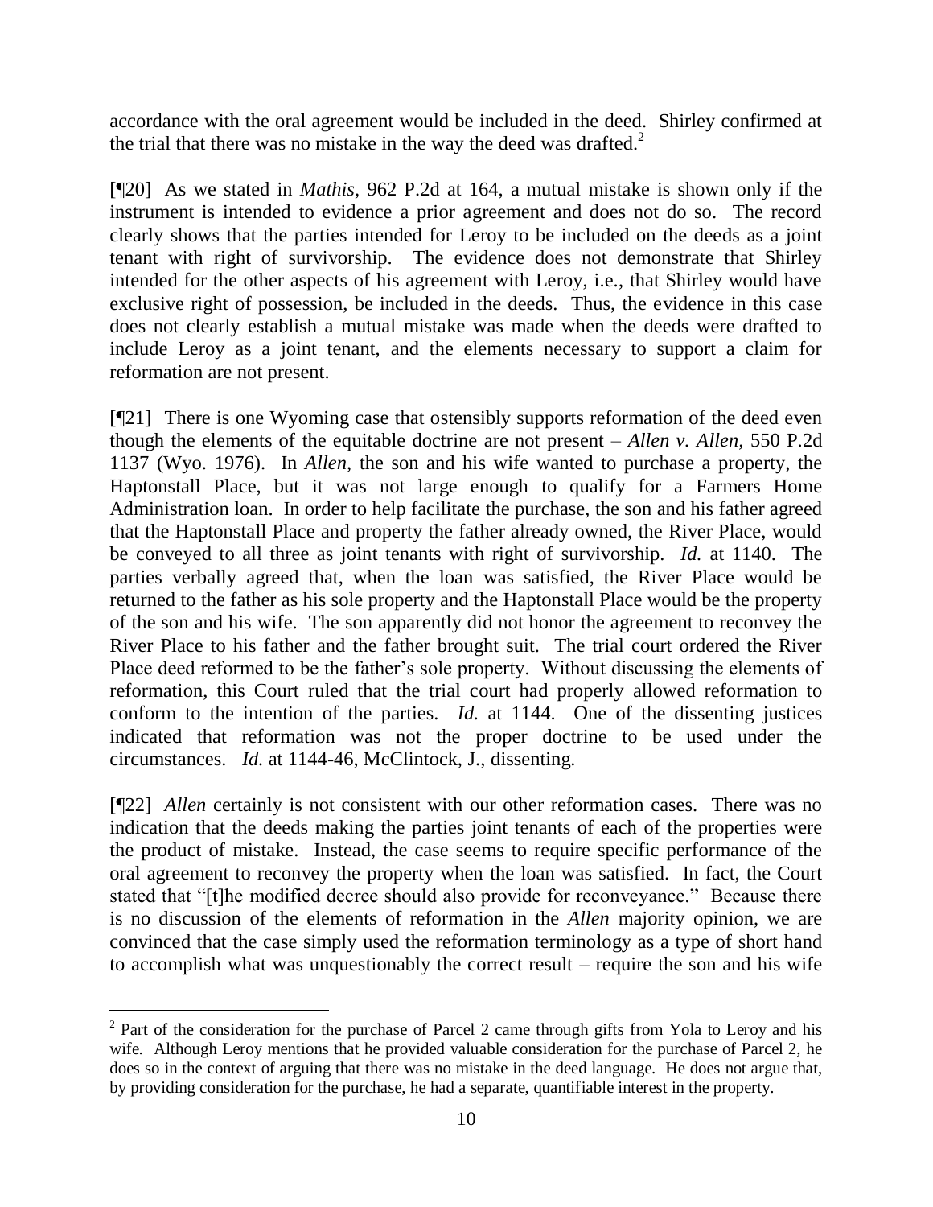accordance with the oral agreement would be included in the deed. Shirley confirmed at the trial that there was no mistake in the way the deed was drafted.[2]

[¶20] As we stated in *Mathis*, 962 P.2d at 164, a mutual mistake is shown only if the instrument is intended to evidence a prior agreement and does not do so. The record clearly shows that the parties intended for Leroy to be included on the deeds as a joint tenant with right of survivorship. The evidence does not demonstrate that Shirley intended for the other aspects of his agreement with Leroy, i.e., that Shirley would have exclusive right of possession, be included in the deeds. Thus, the evidence in this case does not clearly establish a mutual mistake was made when the deeds were drafted to include Leroy as a joint tenant, and the elements necessary to support a claim for reformation are not present.

[¶21] There is one Wyoming case that ostensibly supports reformation of the deed even though the elements of the equitable doctrine are not present – *Allen v. Allen*, 550 P.2d 1137 (Wyo. 1976). In *Allen*, the son and his wife wanted to purchase a property, the Haptonstall Place, but it was not large enough to qualify for a Farmers Home Administration loan. In order to help facilitate the purchase, the son and his father agreed that the Haptonstall Place and property the father already owned, the River Place, would be conveyed to all three as joint tenants with right of survivorship. *Id.* at 1140. The parties verbally agreed that, when the loan was satisfied, the River Place would be returned to the father as his sole property and the Haptonstall Place would be the property of the son and his wife. The son apparently did not honor the agreement to reconvey the River Place to his father and the father brought suit. The trial court ordered the River Place deed reformed to be the father's sole property. Without discussing the elements of reformation, this Court ruled that the trial court had properly allowed reformation to conform to the intention of the parties. *Id.* at 1144. One of the dissenting justices indicated that reformation was not the proper doctrine to be used under the circumstances. *Id.* at 1144-46, McClintock, J., dissenting.

[¶22] *Allen* certainly is not consistent with our other reformation cases. There was no indication that the deeds making the parties joint tenants of each of the properties were the product of mistake. Instead, the case seems to require specific performance of the oral agreement to reconvey the property when the loan was satisfied. In fact, the Court stated that "[t]he modified decree should also provide for reconveyance." Because there is no discussion of the elements of reformation in the *Allen* majority opinion, we are convinced that the case simply used the reformation terminology as a type of short hand to accomplish what was unquestionably the correct result – require the son and his wife

---

[2] Part of the consideration for the purchase of Parcel 2 came through gifts from Yola to Leroy and his wife. Although Leroy mentions that he provided valuable consideration for the purchase of Parcel 2, he does so in the context of arguing that there was no mistake in the deed language. He does not argue that, by providing consideration for the purchase, he had a separate, quantifiable interest in the property.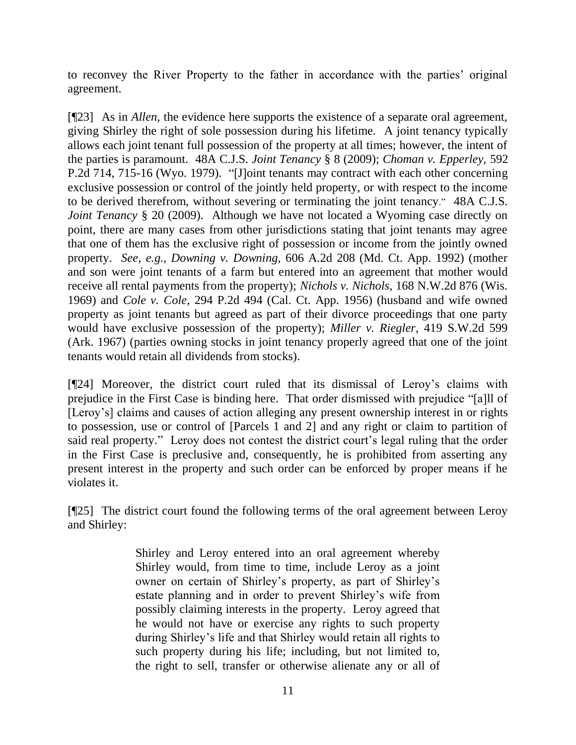to reconvey the River Property to the father in accordance with the parties' original agreement.

[¶23] As in *Allen*, the evidence here supports the existence of a separate oral agreement, giving Shirley the right of sole possession during his lifetime. A joint tenancy typically allows each joint tenant full possession of the property at all times; however, the intent of the parties is paramount. 48A C.J.S. *Joint Tenancy* § 8 (2009); *Choman v. Epperley*, 592 P.2d 714, 715-16 (Wyo. 1979). "[J]oint tenants may contract with each other concerning exclusive possession or control of the jointly held property, or with respect to the income to be derived therefrom, without severing or terminating the joint tenancy." 48A C.J.S. *Joint Tenancy* § 20 (2009). Although we have not located a Wyoming case directly on point, there are many cases from other jurisdictions stating that joint tenants may agree that one of them has the exclusive right of possession or income from the jointly owned property. *See, e.g.*, *Downing v. Downing*, 606 A.2d 208 (Md. Ct. App. 1992) (mother and son were joint tenants of a farm but entered into an agreement that mother would receive all rental payments from the property); *Nichols v. Nichols*, 168 N.W.2d 876 (Wis. 1969) and *Cole v. Cole*, 294 P.2d 494 (Cal. Ct. App. 1956) (husband and wife owned property as joint tenants but agreed as part of their divorce proceedings that one party would have exclusive possession of the property); *Miller v. Riegler*, 419 S.W.2d 599 (Ark. 1967) (parties owning stocks in joint tenancy properly agreed that one of the joint tenants would retain all dividends from stocks).

[¶24] Moreover, the district court ruled that its dismissal of Leroy's claims with prejudice in the First Case is binding here. That order dismissed with prejudice "[a]ll of [Leroy's] claims and causes of action alleging any present ownership interest in or rights to possession, use or control of [Parcels 1 and 2] and any right or claim to partition of said real property." Leroy does not contest the district court's legal ruling that the order in the First Case is preclusive and, consequently, he is prohibited from asserting any present interest in the property and such order can be enforced by proper means if he violates it.

[¶25] The district court found the following terms of the oral agreement between Leroy and Shirley:

> Shirley and Leroy entered into an oral agreement whereby Shirley would, from time to time, include Leroy as a joint owner on certain of Shirley's property, as part of Shirley's estate planning and in order to prevent Shirley's wife from possibly claiming interests in the property. Leroy agreed that he would not have or exercise any rights to such property during Shirley's life and that Shirley would retain all rights to such property during his life; including, but not limited to, the right to sell, transfer or otherwise alienate any or all of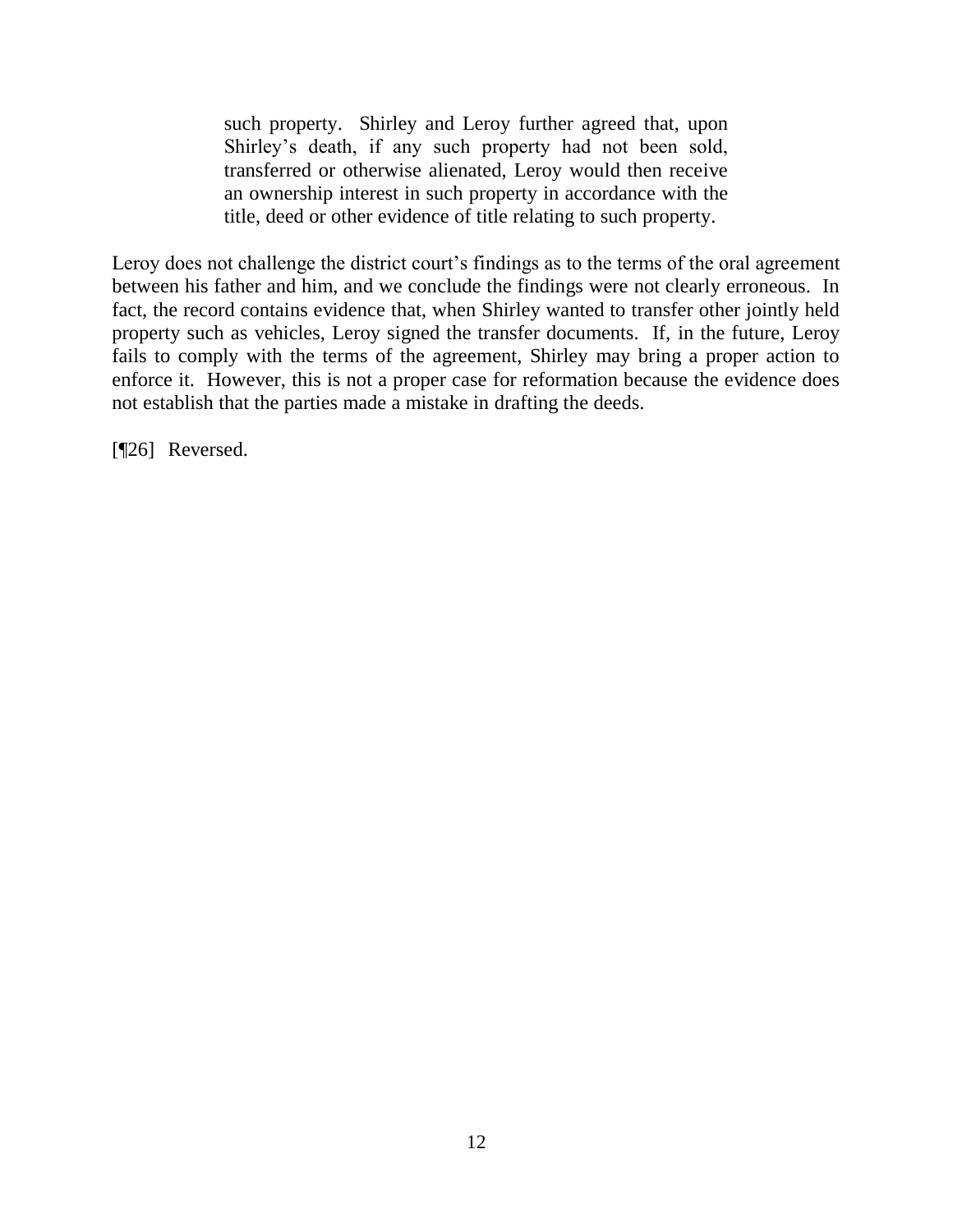> such property. Shirley and Leroy further agreed that, upon Shirley's death, if any such property had not been sold, transferred or otherwise alienated, Leroy would then receive an ownership interest in such property in accordance with the title, deed or other evidence of title relating to such property.

Leroy does not challenge the district court's findings as to the terms of the oral agreement between his father and him, and we conclude the findings were not clearly erroneous. In fact, the record contains evidence that, when Shirley wanted to transfer other jointly held property such as vehicles, Leroy signed the transfer documents. If, in the future, Leroy fails to comply with the terms of the agreement, Shirley may bring a proper action to enforce it. However, this is not a proper case for reformation because the evidence does not establish that the parties made a mistake in drafting the deeds.

[¶26] Reversed.